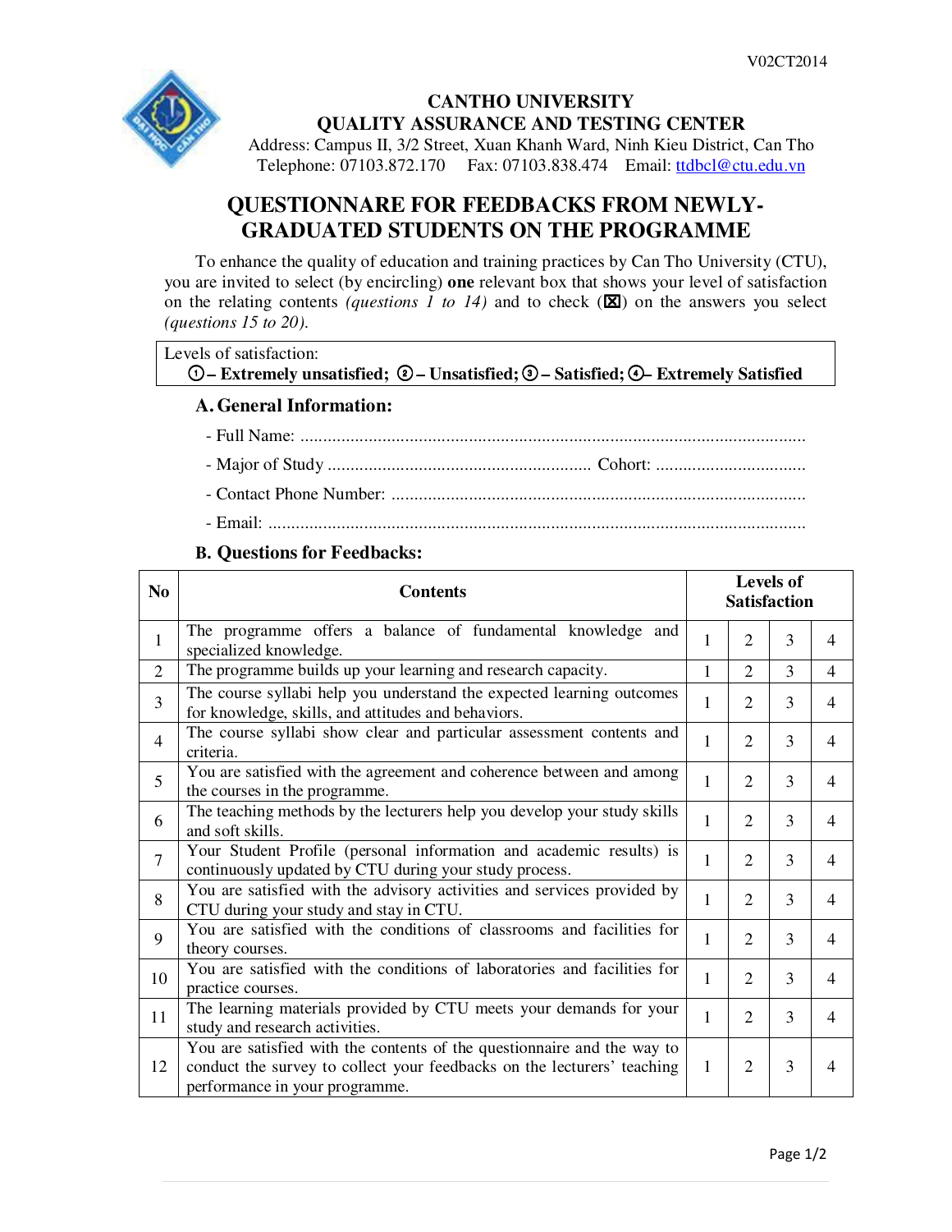V02CT2014

**CANTHO UNIVERSITY**
**QUALITY ASSURANCE AND TESTING CENTER**
Address: Campus II, 3/2 Street, Xuan Khanh Ward, Ninh Kieu District, Can Tho
Telephone: 07103.872.170 Fax: 07103.838.474 Email: ttdbcl@ctu.edu.vn

# QUESTIONNARE FOR FEEDBACKS FROM NEWLY-GRADUATED STUDENTS ON THE PROGRAMME

To enhance the quality of education and training practices by Can Tho University (CTU), you are invited to select (by encircling) **one** relevant box that shows your level of satisfaction on the relating contents *(questions 1 to 14)* and to check (☒) on the answers you select *(questions 15 to 20)*.

Levels of satisfaction:
**① – Extremely unsatisfied; ② – Unsatisfied; ③ – Satisfied; ④– Extremely Satisfied**

## A. General Information:

- Full Name: ..........................................................................................................
- Major of Study .......................................................... Cohort: .................................
- Contact Phone Number: ..........................................................................................
- Email: ......................................................................................................................

## B. Questions for Feedbacks:

| No | Contents | Levels of Satisfaction | | | |
|---|---|---|---|---|---|
| 1 | The programme offers a balance of fundamental knowledge and specialized knowledge. | 1 | 2 | 3 | 4 |
| 2 | The programme builds up your learning and research capacity. | 1 | 2 | 3 | 4 |
| 3 | The course syllabi help you understand the expected learning outcomes for knowledge, skills, and attitudes and behaviors. | 1 | 2 | 3 | 4 |
| 4 | The course syllabi show clear and particular assessment contents and criteria. | 1 | 2 | 3 | 4 |
| 5 | You are satisfied with the agreement and coherence between and among the courses in the programme. | 1 | 2 | 3 | 4 |
| 6 | The teaching methods by the lecturers help you develop your study skills and soft skills. | 1 | 2 | 3 | 4 |
| 7 | Your Student Profile (personal information and academic results) is continuously updated by CTU during your study process. | 1 | 2 | 3 | 4 |
| 8 | You are satisfied with the advisory activities and services provided by CTU during your study and stay in CTU. | 1 | 2 | 3 | 4 |
| 9 | You are satisfied with the conditions of classrooms and facilities for theory courses. | 1 | 2 | 3 | 4 |
| 10 | You are satisfied with the conditions of laboratories and facilities for practice courses. | 1 | 2 | 3 | 4 |
| 11 | The learning materials provided by CTU meets your demands for your study and research activities. | 1 | 2 | 3 | 4 |
| 12 | You are satisfied with the contents of the questionnaire and the way to conduct the survey to collect your feedbacks on the lecturers' teaching performance in your programme. | 1 | 2 | 3 | 4 |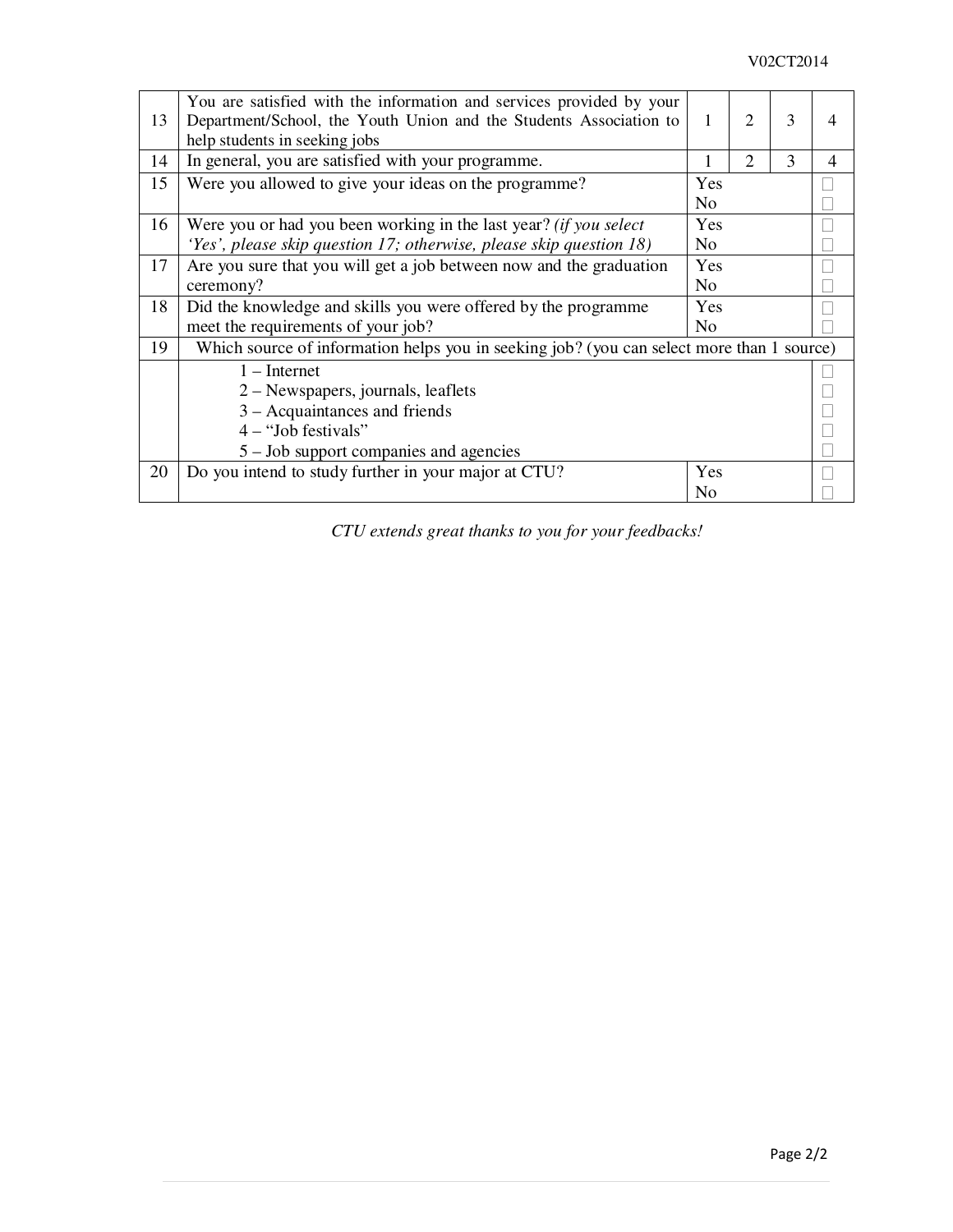| | | | | | |
|---|---|---|---|---|---|
| 13 | You are satisfied with the information and services provided by your Department/School, the Youth Union and the Students Association to help students in seeking jobs | 1 | 2 | 3 | 4 |
| 14 | In general, you are satisfied with your programme. | 1 | 2 | 3 | 4 |
| 15 | Were you allowed to give your ideas on the programme? | Yes<br>No | | | ☐<br>☐ |
| 16 | Were you or had you been working in the last year? *(if you select 'Yes', please skip question 17; otherwise, please skip question 18)* | Yes<br>No | | | ☐<br>☐ |
| 17 | Are you sure that you will get a job between now and the graduation ceremony? | Yes<br>No | | | ☐<br>☐ |
| 18 | Did the knowledge and skills you were offered by the programme meet the requirements of your job? | Yes<br>No | | | ☐<br>☐ |
| 19 | Which source of information helps you in seeking job? (you can select more than 1 source) | | | | |
| | 1 – Internet<br>2 – Newspapers, journals, leaflets<br>3 – Acquaintances and friends<br>4 – "Job festivals"<br>5 – Job support companies and agencies | | | | ☐<br>☐<br>☐<br>☐<br>☐ |
| 20 | Do you intend to study further in your major at CTU? | Yes<br>No | | | ☐<br>☐ |

*CTU extends great thanks to you for your feedbacks!*